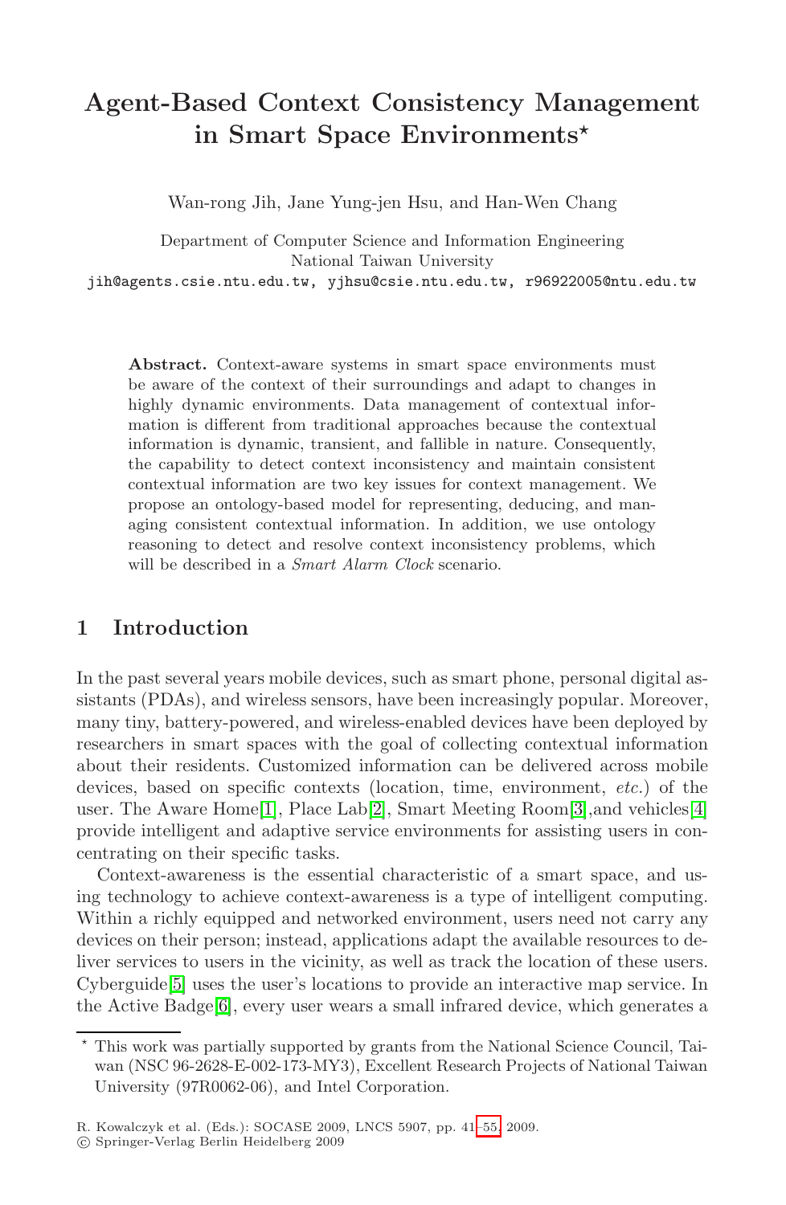# Agent-Based Context Consistency Management in Smart Space Environments*

Wan-rong Jih, Jane Yung-jen Hsu, and Han-Wen Chang

Department of Computer Science and Information Engineering
National Taiwan University
jih@agents.csie.ntu.edu.tw, yjhsu@csie.ntu.edu.tw, r96922005@ntu.edu.tw

**Abstract.** Context-aware systems in smart space environments must be aware of the context of their surroundings and adapt to changes in highly dynamic environments. Data management of contextual information is different from traditional approaches because the contextual information is dynamic, transient, and fallible in nature. Consequently, the capability to detect context inconsistency and maintain consistent contextual information are two key issues for context management. We propose an ontology-based model for representing, deducing, and managing consistent contextual information. In addition, we use ontology reasoning to detect and resolve context inconsistency problems, which will be described in a *Smart Alarm Clock* scenario.

## 1 Introduction

In the past several years mobile devices, such as smart phone, personal digital assistants (PDAs), and wireless sensors, have been increasingly popular. Moreover, many tiny, battery-powered, and wireless-enabled devices have been deployed by researchers in smart spaces with the goal of collecting contextual information about their residents. Customized information can be delivered across mobile devices, based on specific contexts (location, time, environment, *etc.*) of the user. The Aware Home[1], Place Lab[2], Smart Meeting Room[3],and vehicles[4] provide intelligent and adaptive service environments for assisting users in concentrating on their specific tasks.

Context-awareness is the essential characteristic of a smart space, and using technology to achieve context-awareness is a type of intelligent computing. Within a richly equipped and networked environment, users need not carry any devices on their person; instead, applications adapt the available resources to deliver services to users in the vicinity, as well as track the location of these users. Cyberguide[5] uses the user's locations to provide an interactive map service. In the Active Badge[6], every user wears a small infrared device, which generates a

* This work was partially supported by grants from the National Science Council, Taiwan (NSC 96-2628-E-002-173-MY3), Excellent Research Projects of National Taiwan University (97R0062-06), and Intel Corporation.

R. Kowalczyk et al. (Eds.): SOCASE 2009, LNCS 5907, pp. 41–55, 2009.
© Springer-Verlag Berlin Heidelberg 2009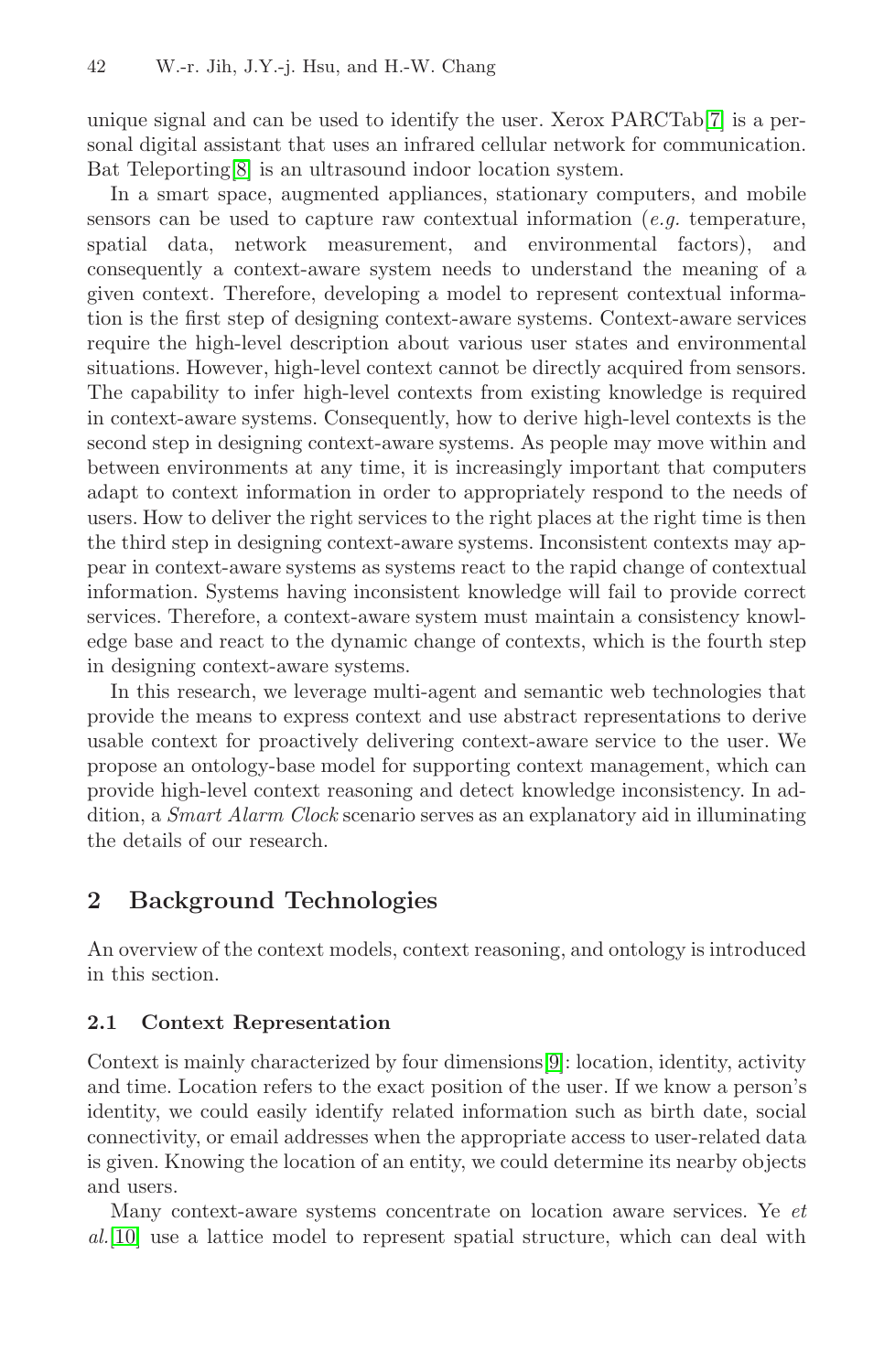unique signal and can be used to identify the user. Xerox PARCTab[7] is a personal digital assistant that uses an infrared cellular network for communication. Bat Teleporting[8] is an ultrasound indoor location system.

In a smart space, augmented appliances, stationary computers, and mobile sensors can be used to capture raw contextual information (*e.g.* temperature, spatial data, network measurement, and environmental factors), and consequently a context-aware system needs to understand the meaning of a given context. Therefore, developing a model to represent contextual information is the first step of designing context-aware systems. Context-aware services require the high-level description about various user states and environmental situations. However, high-level context cannot be directly acquired from sensors. The capability to infer high-level contexts from existing knowledge is required in context-aware systems. Consequently, how to derive high-level contexts is the second step in designing context-aware systems. As people may move within and between environments at any time, it is increasingly important that computers adapt to context information in order to appropriately respond to the needs of users. How to deliver the right services to the right places at the right time is then the third step in designing context-aware systems. Inconsistent contexts may appear in context-aware systems as systems react to the rapid change of contextual information. Systems having inconsistent knowledge will fail to provide correct services. Therefore, a context-aware system must maintain a consistency knowledge base and react to the dynamic change of contexts, which is the fourth step in designing context-aware systems.

In this research, we leverage multi-agent and semantic web technologies that provide the means to express context and use abstract representations to derive usable context for proactively delivering context-aware service to the user. We propose an ontology-base model for supporting context management, which can provide high-level context reasoning and detect knowledge inconsistency. In addition, a *Smart Alarm Clock* scenario serves as an explanatory aid in illuminating the details of our research.

## 2 Background Technologies

An overview of the context models, context reasoning, and ontology is introduced in this section.

### 2.1 Context Representation

Context is mainly characterized by four dimensions[9]: location, identity, activity and time. Location refers to the exact position of the user. If we know a person's identity, we could easily identify related information such as birth date, social connectivity, or email addresses when the appropriate access to user-related data is given. Knowing the location of an entity, we could determine its nearby objects and users.

Many context-aware systems concentrate on location aware services. Ye *et al.*[10] use a lattice model to represent spatial structure, which can deal with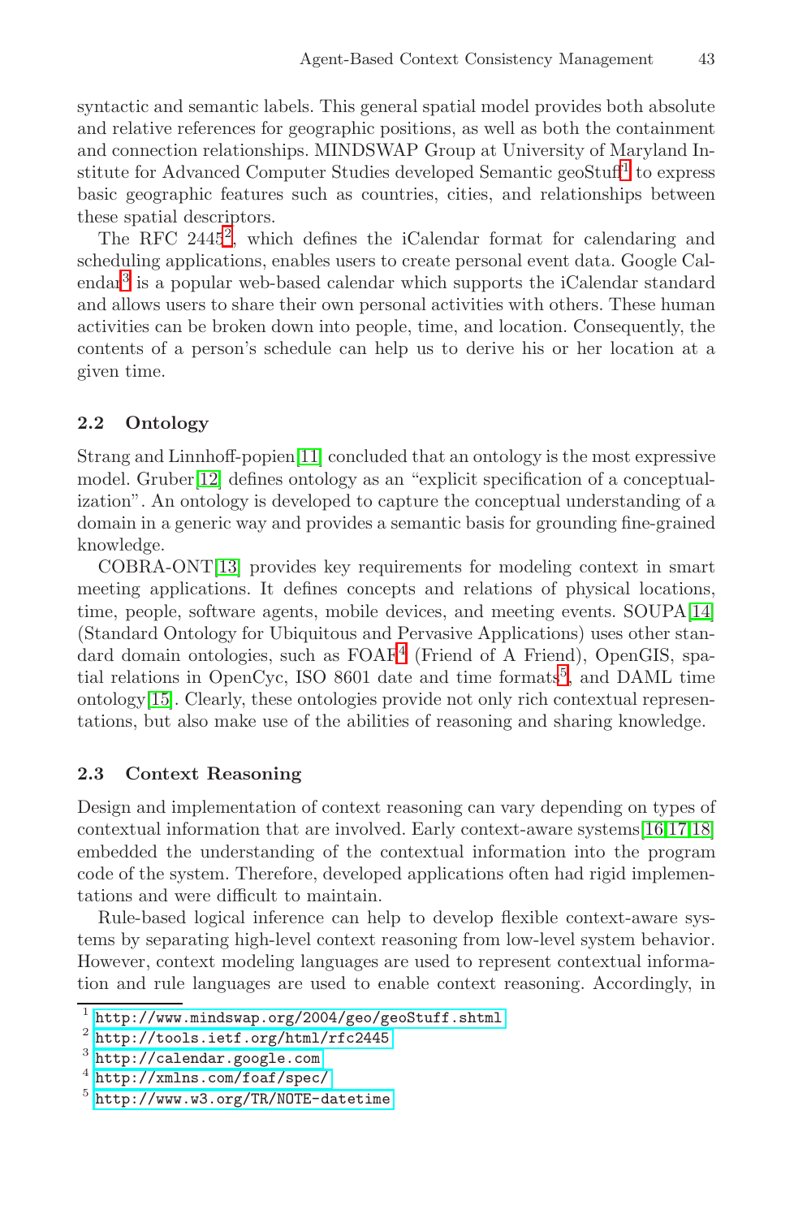syntactic and semantic labels. This general spatial model provides both absolute and relative references for geographic positions, as well as both the containment and connection relationships. MINDSWAP Group at University of Maryland Institute for Advanced Computer Studies developed Semantic geoStuff[1] to express basic geographic features such as countries, cities, and relationships between these spatial descriptors.

The RFC 2445[2], which defines the iCalendar format for calendaring and scheduling applications, enables users to create personal event data. Google Calendar[3] is a popular web-based calendar which supports the iCalendar standard and allows users to share their own personal activities with others. These human activities can be broken down into people, time, and location. Consequently, the contents of a person's schedule can help us to derive his or her location at a given time.

### 2.2 Ontology

Strang and Linnhoff-popien[11] concluded that an ontology is the most expressive model. Gruber[12] defines ontology as an "explicit specification of a conceptualization". An ontology is developed to capture the conceptual understanding of a domain in a generic way and provides a semantic basis for grounding fine-grained knowledge.

COBRA-ONT[13] provides key requirements for modeling context in smart meeting applications. It defines concepts and relations of physical locations, time, people, software agents, mobile devices, and meeting events. SOUPA[14] (Standard Ontology for Ubiquitous and Pervasive Applications) uses other standard domain ontologies, such as FOAF[4] (Friend of A Friend), OpenGIS, spatial relations in OpenCyc, ISO 8601 date and time formats[5], and DAML time ontology[15]. Clearly, these ontologies provide not only rich contextual representations, but also make use of the abilities of reasoning and sharing knowledge.

### 2.3 Context Reasoning

Design and implementation of context reasoning can vary depending on types of contextual information that are involved. Early context-aware systems[16,17,18] embedded the understanding of the contextual information into the program code of the system. Therefore, developed applications often had rigid implementations and were difficult to maintain.

Rule-based logical inference can help to develop flexible context-aware systems by separating high-level context reasoning from low-level system behavior. However, context modeling languages are used to represent contextual information and rule languages are used to enable context reasoning. Accordingly, in

---

1 http://www.mindswap.org/2004/geo/geoStuff.shtml
2 http://tools.ietf.org/html/rfc2445
3 http://calendar.google.com
4 http://xmlns.com/foaf/spec/
5 http://www.w3.org/TR/NOTE-datetime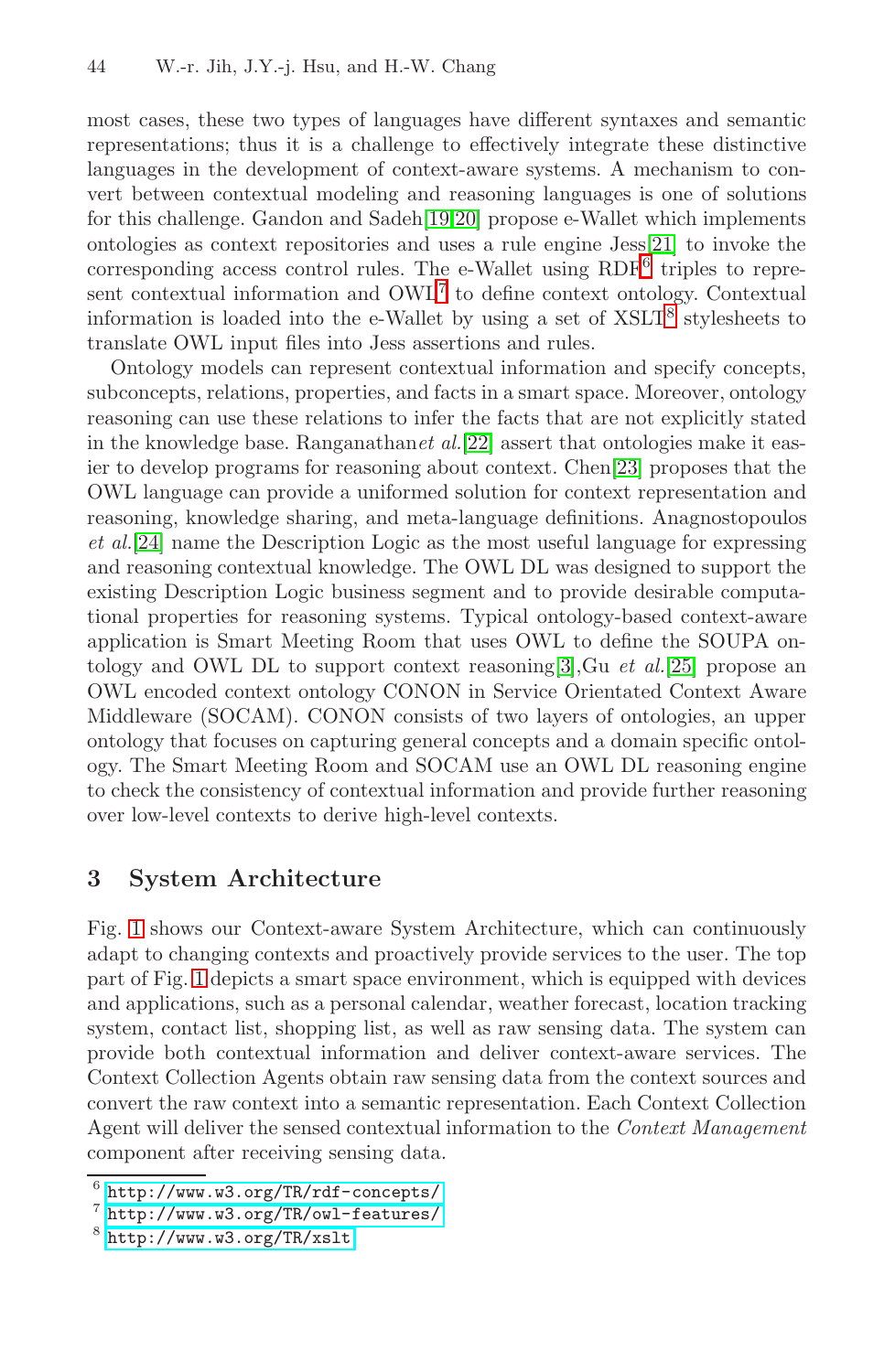most cases, these two types of languages have different syntaxes and semantic representations; thus it is a challenge to effectively integrate these distinctive languages in the development of context-aware systems. A mechanism to convert between contextual modeling and reasoning languages is one of solutions for this challenge. Gandon and Sadeh[19,20] propose e-Wallet which implements ontologies as context repositories and uses a rule engine Jess[21] to invoke the corresponding access control rules. The e-Wallet using RDF[6] triples to represent contextual information and OWL[7] to define context ontology. Contextual information is loaded into the e-Wallet by using a set of XSLT[8] stylesheets to translate OWL input files into Jess assertions and rules.

Ontology models can represent contextual information and specify concepts, subconcepts, relations, properties, and facts in a smart space. Moreover, ontology reasoning can use these relations to infer the facts that are not explicitly stated in the knowledge base. Ranganathan*et al.*[22] assert that ontologies make it easier to develop programs for reasoning about context. Chen[23] proposes that the OWL language can provide a uniformed solution for context representation and reasoning, knowledge sharing, and meta-language definitions. Anagnostopoulos *et al.*[24] name the Description Logic as the most useful language for expressing and reasoning contextual knowledge. The OWL DL was designed to support the existing Description Logic business segment and to provide desirable computational properties for reasoning systems. Typical ontology-based context-aware application is Smart Meeting Room that uses OWL to define the SOUPA ontology and OWL DL to support context reasoning[3],Gu *et al.*[25] propose an OWL encoded context ontology CONON in Service Orientated Context Aware Middleware (SOCAM). CONON consists of two layers of ontologies, an upper ontology that focuses on capturing general concepts and a domain specific ontology. The Smart Meeting Room and SOCAM use an OWL DL reasoning engine to check the consistency of contextual information and provide further reasoning over low-level contexts to derive high-level contexts.

## 3 System Architecture

Fig. 1 shows our Context-aware System Architecture, which can continuously adapt to changing contexts and proactively provide services to the user. The top part of Fig. 1 depicts a smart space environment, which is equipped with devices and applications, such as a personal calendar, weather forecast, location tracking system, contact list, shopping list, as well as raw sensing data. The system can provide both contextual information and deliver context-aware services. The Context Collection Agents obtain raw sensing data from the context sources and convert the raw context into a semantic representation. Each Context Collection Agent will deliver the sensed contextual information to the *Context Management* component after receiving sensing data.

---

[6] http://www.w3.org/TR/rdf-concepts/

[7] http://www.w3.org/TR/owl-features/

[8] http://www.w3.org/TR/xslt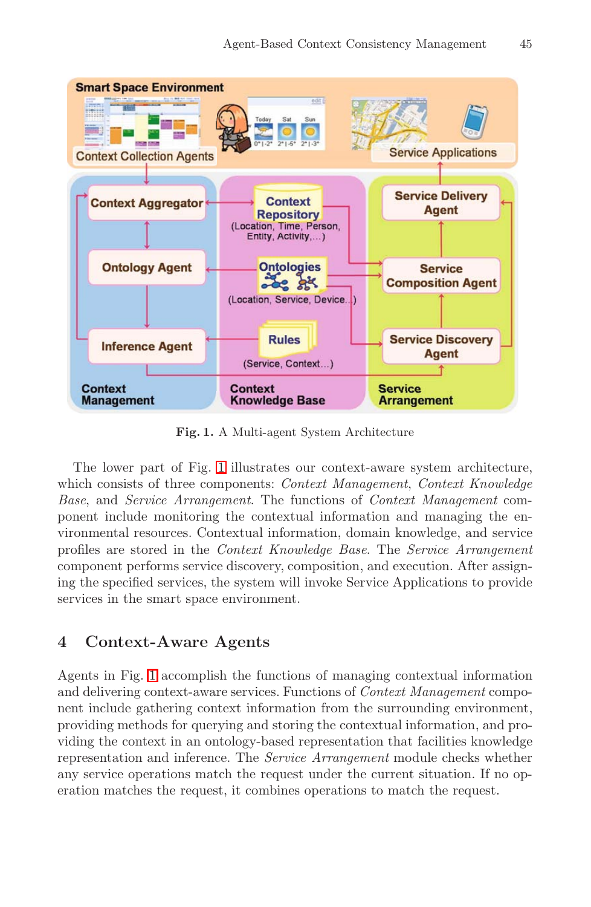**Fig. 1.** A Multi-agent System Architecture

The lower part of Fig. 1 illustrates our context-aware system architecture, which consists of three components: *Context Management*, *Context Knowledge Base*, and *Service Arrangement*. The functions of *Context Management* component include monitoring the contextual information and managing the environmental resources. Contextual information, domain knowledge, and service profiles are stored in the *Context Knowledge Base*. The *Service Arrangement* component performs service discovery, composition, and execution. After assigning the specified services, the system will invoke Service Applications to provide services in the smart space environment.

## 4 Context-Aware Agents

Agents in Fig. 1 accomplish the functions of managing contextual information and delivering context-aware services. Functions of *Context Management* component include gathering context information from the surrounding environment, providing methods for querying and storing the contextual information, and providing the context in an ontology-based representation that facilities knowledge representation and inference. The *Service Arrangement* module checks whether any service operations match the request under the current situation. If no operation matches the request, it combines operations to match the request.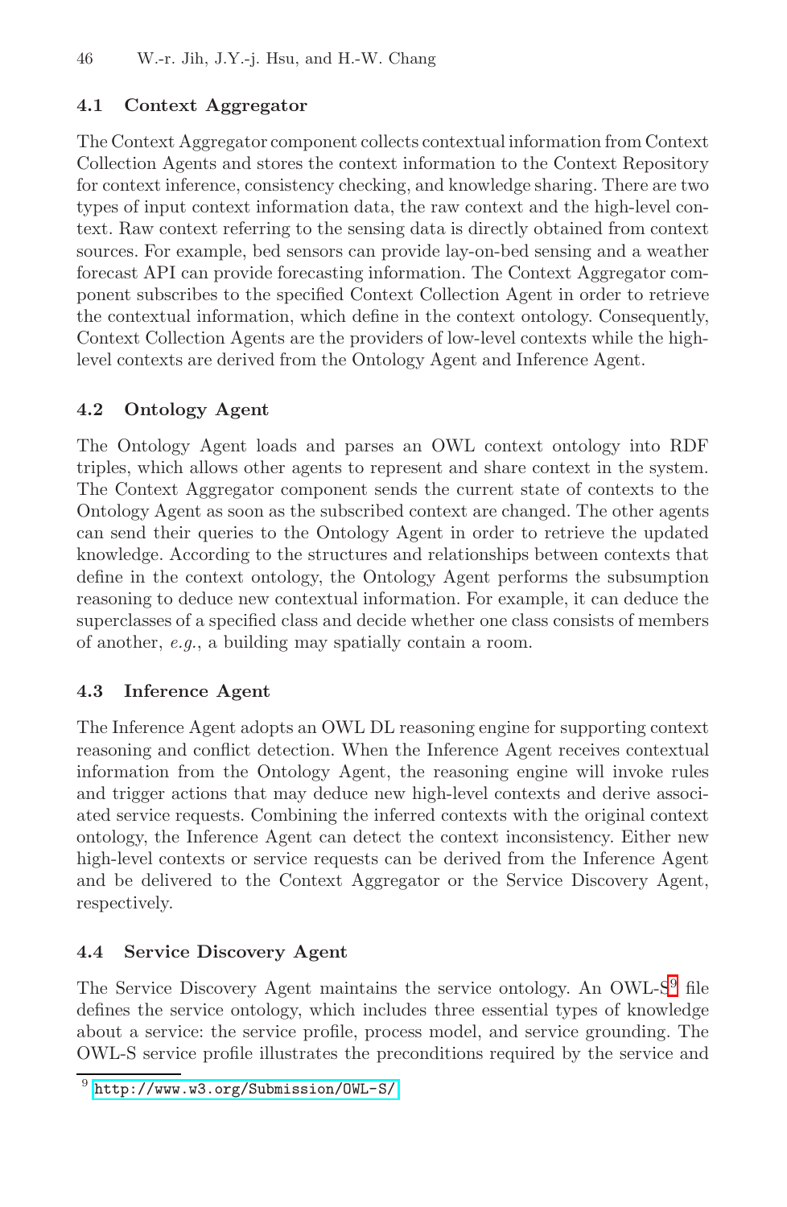### 4.1 Context Aggregator

The Context Aggregator component collects contextual information from Context Collection Agents and stores the context information to the Context Repository for context inference, consistency checking, and knowledge sharing. There are two types of input context information data, the raw context and the high-level context. Raw context referring to the sensing data is directly obtained from context sources. For example, bed sensors can provide lay-on-bed sensing and a weather forecast API can provide forecasting information. The Context Aggregator component subscribes to the specified Context Collection Agent in order to retrieve the contextual information, which define in the context ontology. Consequently, Context Collection Agents are the providers of low-level contexts while the high-level contexts are derived from the Ontology Agent and Inference Agent.

### 4.2 Ontology Agent

The Ontology Agent loads and parses an OWL context ontology into RDF triples, which allows other agents to represent and share context in the system. The Context Aggregator component sends the current state of contexts to the Ontology Agent as soon as the subscribed context are changed. The other agents can send their queries to the Ontology Agent in order to retrieve the updated knowledge. According to the structures and relationships between contexts that define in the context ontology, the Ontology Agent performs the subsumption reasoning to deduce new contextual information. For example, it can deduce the superclasses of a specified class and decide whether one class consists of members of another, *e.g.*, a building may spatially contain a room.

### 4.3 Inference Agent

The Inference Agent adopts an OWL DL reasoning engine for supporting context reasoning and conflict detection. When the Inference Agent receives contextual information from the Ontology Agent, the reasoning engine will invoke rules and trigger actions that may deduce new high-level contexts and derive associated service requests. Combining the inferred contexts with the original context ontology, the Inference Agent can detect the context inconsistency. Either new high-level contexts or service requests can be derived from the Inference Agent and be delivered to the Context Aggregator or the Service Discovery Agent, respectively.

### 4.4 Service Discovery Agent

The Service Discovery Agent maintains the service ontology. An OWL-S[9] file defines the service ontology, which includes three essential types of knowledge about a service: the service profile, process model, and service grounding. The OWL-S service profile illustrates the preconditions required by the service and

[9] http://www.w3.org/Submission/OWL-S/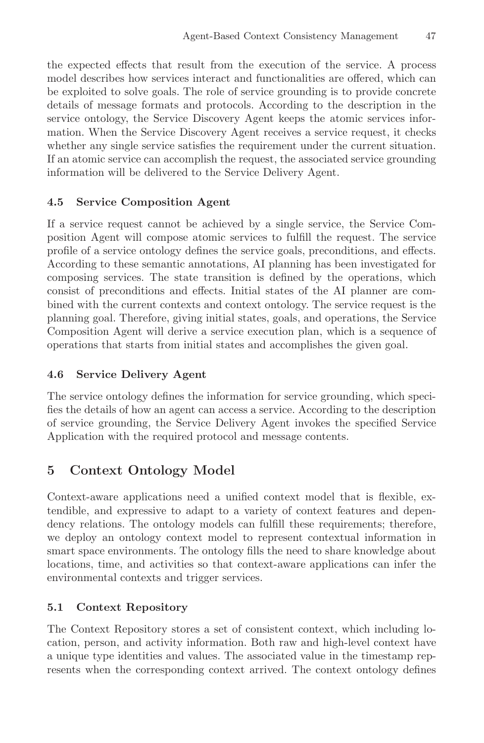the expected effects that result from the execution of the service. A process model describes how services interact and functionalities are offered, which can be exploited to solve goals. The role of service grounding is to provide concrete details of message formats and protocols. According to the description in the service ontology, the Service Discovery Agent keeps the atomic services information. When the Service Discovery Agent receives a service request, it checks whether any single service satisfies the requirement under the current situation. If an atomic service can accomplish the request, the associated service grounding information will be delivered to the Service Delivery Agent.

### 4.5 Service Composition Agent

If a service request cannot be achieved by a single service, the Service Composition Agent will compose atomic services to fulfill the request. The service profile of a service ontology defines the service goals, preconditions, and effects. According to these semantic annotations, AI planning has been investigated for composing services. The state transition is defined by the operations, which consist of preconditions and effects. Initial states of the AI planner are combined with the current contexts and context ontology. The service request is the planning goal. Therefore, giving initial states, goals, and operations, the Service Composition Agent will derive a service execution plan, which is a sequence of operations that starts from initial states and accomplishes the given goal.

### 4.6 Service Delivery Agent

The service ontology defines the information for service grounding, which specifies the details of how an agent can access a service. According to the description of service grounding, the Service Delivery Agent invokes the specified Service Application with the required protocol and message contents.

## 5 Context Ontology Model

Context-aware applications need a unified context model that is flexible, extendible, and expressive to adapt to a variety of context features and dependency relations. The ontology models can fulfill these requirements; therefore, we deploy an ontology context model to represent contextual information in smart space environments. The ontology fills the need to share knowledge about locations, time, and activities so that context-aware applications can infer the environmental contexts and trigger services.

### 5.1 Context Repository

The Context Repository stores a set of consistent context, which including location, person, and activity information. Both raw and high-level context have a unique type identities and values. The associated value in the timestamp represents when the corresponding context arrived. The context ontology defines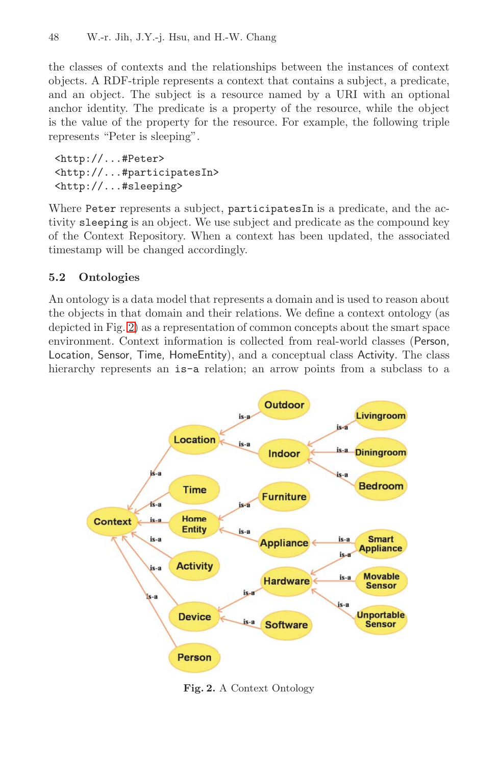the classes of contexts and the relationships between the instances of context objects. A RDF-triple represents a context that contains a subject, a predicate, and an object. The subject is a resource named by a URI with an optional anchor identity. The predicate is a property of the resource, while the object is the value of the property for the resource. For example, the following triple represents "Peter is sleeping".

```
<http://...#Peter>
<http://...#participatesIn>
<http://...#sleeping>
```

Where `Peter` represents a subject, `participatesIn` is a predicate, and the activity `sleeping` is an object. We use subject and predicate as the compound key of the Context Repository. When a context has been updated, the associated timestamp will be changed accordingly.

### 5.2 Ontologies

An ontology is a data model that represents a domain and is used to reason about the objects in that domain and their relations. We define a context ontology (as depicted in Fig. 2) as a representation of common concepts about the smart space environment. Context information is collected from real-world classes (Person, Location, Sensor, Time, HomeEntity), and a conceptual class Activity. The class hierarchy represents an `is-a` relation; an arrow points from a subclass to a

**Fig. 2.** A Context Ontology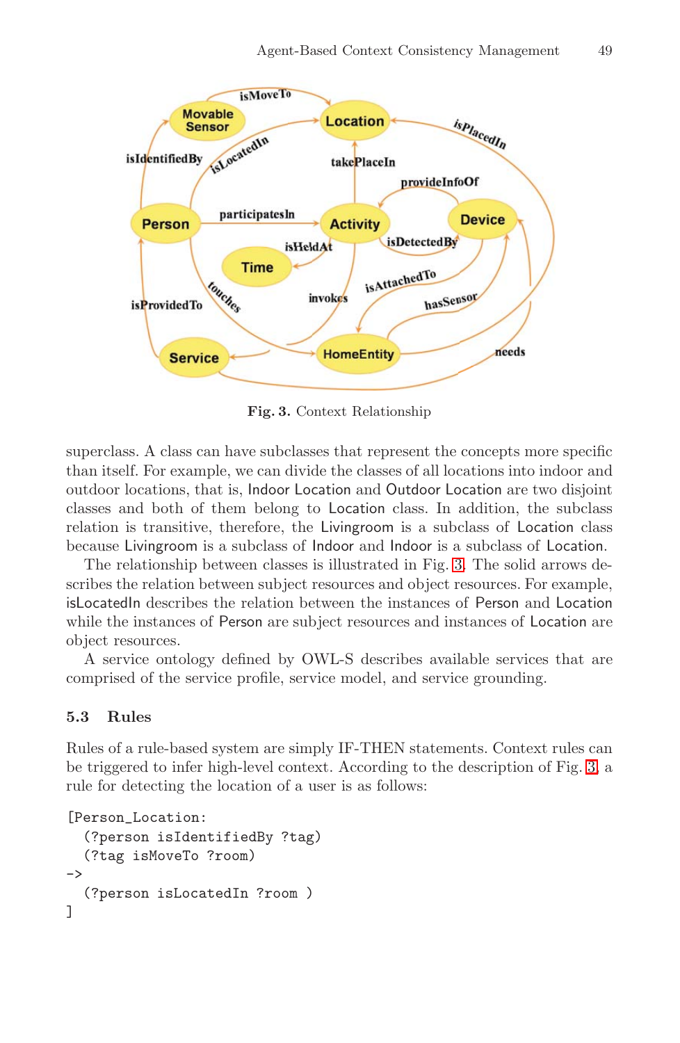**Fig. 3.** Context Relationship

superclass. A class can have subclasses that represent the concepts more specific than itself. For example, we can divide the classes of all locations into indoor and outdoor locations, that is, Indoor Location and Outdoor Location are two disjoint classes and both of them belong to Location class. In addition, the subclass relation is transitive, therefore, the Livingroom is a subclass of Location class because Livingroom is a subclass of Indoor and Indoor is a subclass of Location.

The relationship between classes is illustrated in Fig. 3. The solid arrows describes the relation between subject resources and object resources. For example, isLocatedIn describes the relation between the instances of Person and Location while the instances of Person are subject resources and instances of Location are object resources.

A service ontology defined by OWL-S describes available services that are comprised of the service profile, service model, and service grounding.

### 5.3 Rules

Rules of a rule-based system are simply IF-THEN statements. Context rules can be triggered to infer high-level context. According to the description of Fig. 3, a rule for detecting the location of a user is as follows:

```
[Person_Location:
  (?person isIdentifiedBy ?tag)
  (?tag isMoveTo ?room)
->
  (?person isLocatedIn ?room )
]
```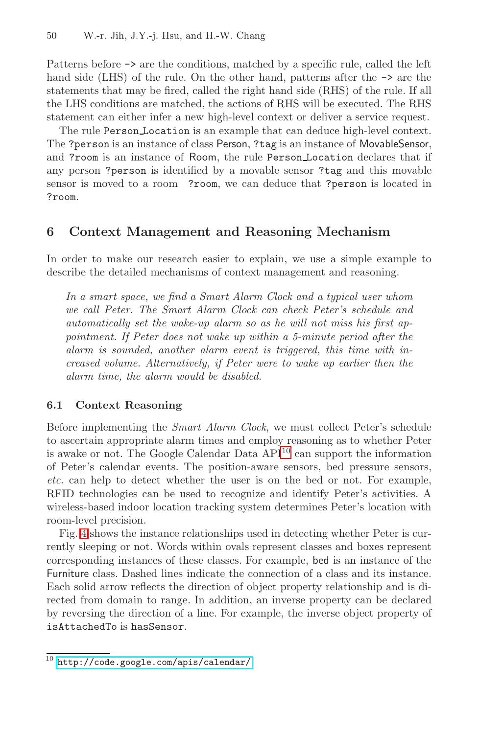Patterns before -> are the conditions, matched by a specific rule, called the left hand side (LHS) of the rule. On the other hand, patterns after the -> are the statements that may be fired, called the right hand side (RHS) of the rule. If all the LHS conditions are matched, the actions of RHS will be executed. The RHS statement can either infer a new high-level context or deliver a service request.

The rule `Person_Location` is an example that can deduce high-level context. The `?person` is an instance of class Person, `?tag` is an instance of MovableSensor, and `?room` is an instance of Room, the rule `Person_Location` declares that if any person `?person` is identified by a movable sensor `?tag` and this movable sensor is moved to a room `?room`, we can deduce that `?person` is located in `?room`.

## 6 Context Management and Reasoning Mechanism

In order to make our research easier to explain, we use a simple example to describe the detailed mechanisms of context management and reasoning.

> *In a smart space, we find a Smart Alarm Clock and a typical user whom we call Peter. The Smart Alarm Clock can check Peter's schedule and automatically set the wake-up alarm so as he will not miss his first appointment. If Peter does not wake up within a 5-minute period after the alarm is sounded, another alarm event is triggered, this time with increased volume. Alternatively, if Peter were to wake up earlier then the alarm time, the alarm would be disabled.*

### 6.1 Context Reasoning

Before implementing the *Smart Alarm Clock*, we must collect Peter's schedule to ascertain appropriate alarm times and employ reasoning as to whether Peter is awake or not. The Google Calendar Data API[10] can support the information of Peter's calendar events. The position-aware sensors, bed pressure sensors, *etc.* can help to detect whether the user is on the bed or not. For example, RFID technologies can be used to recognize and identify Peter's activities. A wireless-based indoor location tracking system determines Peter's location with room-level precision.

Fig. 4 shows the instance relationships used in detecting whether Peter is currently sleeping or not. Words within ovals represent classes and boxes represent corresponding instances of these classes. For example, bed is an instance of the Furniture class. Dashed lines indicate the connection of a class and its instance. Each solid arrow reflects the direction of object property relationship and is directed from domain to range. In addition, an inverse property can be declared by reversing the direction of a line. For example, the inverse object property of `isAttachedTo` is `hasSensor`.

---

[10] http://code.google.com/apis/calendar/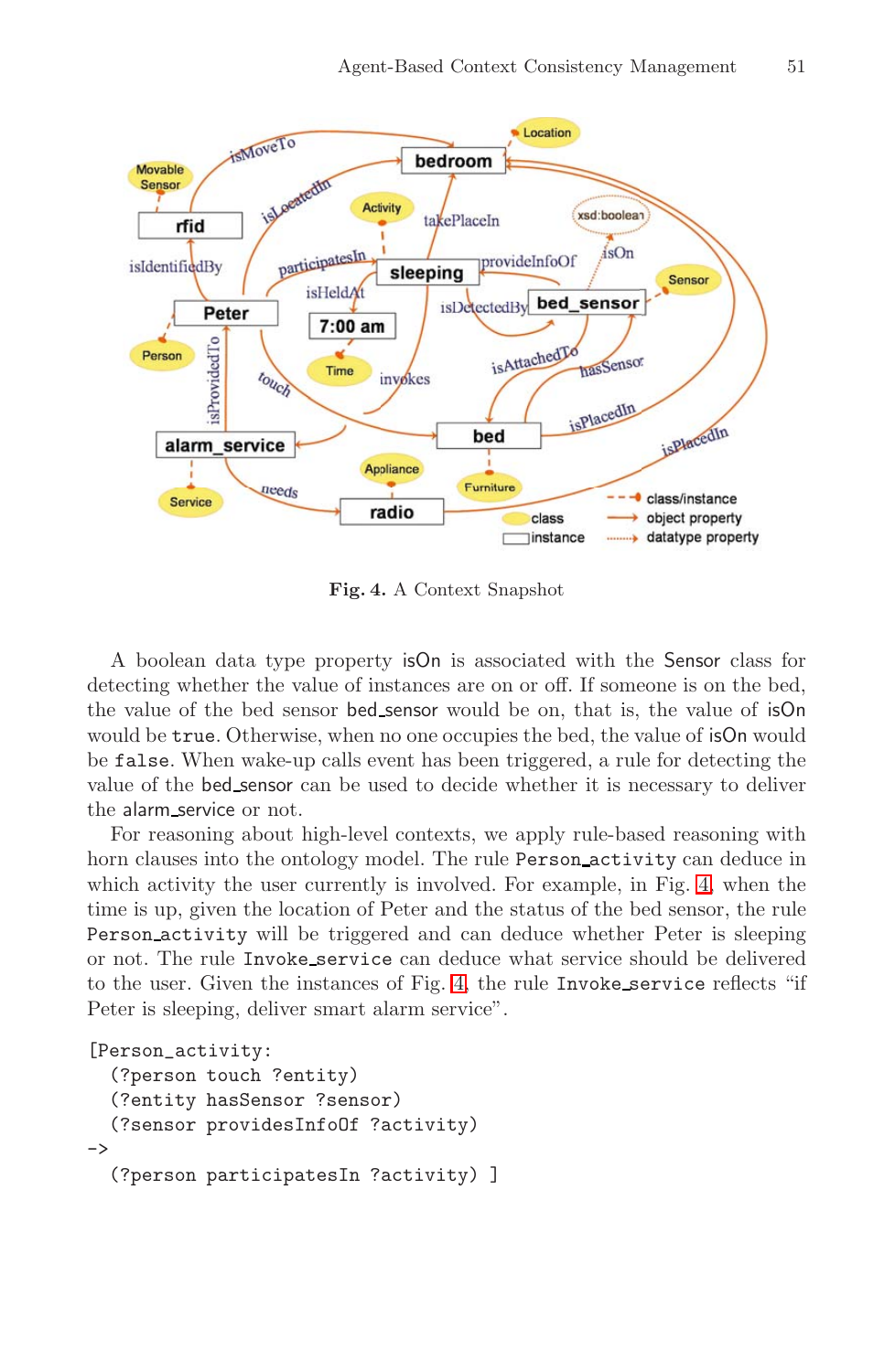Fig. 4. A Context Snapshot

A boolean data type property isOn is associated with the Sensor class for detecting whether the value of instances are on or off. If someone is on the bed, the value of the bed sensor bed_sensor would be on, that is, the value of isOn would be true. Otherwise, when no one occupies the bed, the value of isOn would be false. When wake-up calls event has been triggered, a rule for detecting the value of the bed_sensor can be used to decide whether it is necessary to deliver the alarm_service or not.

For reasoning about high-level contexts, we apply rule-based reasoning with horn clauses into the ontology model. The rule Person_activity can deduce in which activity the user currently is involved. For example, in Fig. 4, when the time is up, given the location of Peter and the status of the bed sensor, the rule Person_activity will be triggered and can deduce whether Peter is sleeping or not. The rule Invoke_service can deduce what service should be delivered to the user. Given the instances of Fig. 4, the rule Invoke_service reflects "if Peter is sleeping, deliver smart alarm service".

```
[Person_activity:
  (?person touch ?entity)
  (?entity hasSensor ?sensor)
  (?sensor providesInfoOf ?activity)
->
  (?person participatesIn ?activity) ]
```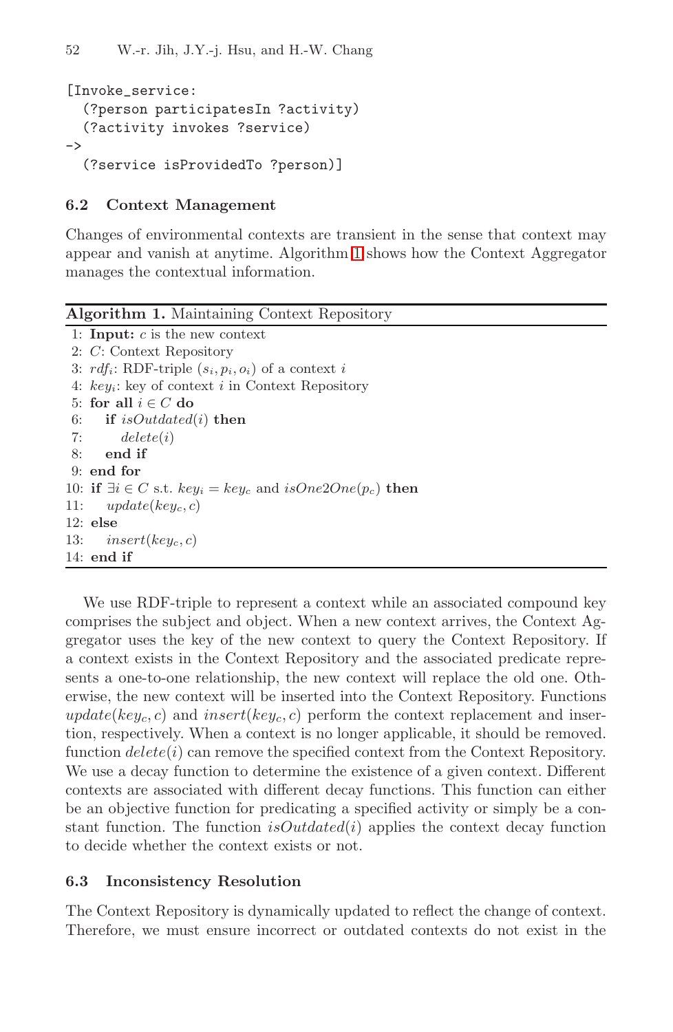```
[Invoke_service:
  (?person participatesIn ?activity)
  (?activity invokes ?service)
->
  (?service isProvidedTo ?person)]
```

### 6.2 Context Management

Changes of environmental contexts are transient in the sense that context may appear and vanish at anytime. Algorithm 1 shows how the Context Aggregator manages the contextual information.

**Algorithm 1.** Maintaining Context Repository

1: **Input:** $c$ is the new context
2: $C$: Context Repository
3: $rdf_i$: RDF-triple $(s_i, p_i, o_i)$ of a context $i$
4: $key_i$: key of context $i$ in Context Repository
5: **for all** $i \in C$ **do**
6: &nbsp;&nbsp;&nbsp;**if** $isOutdated(i)$ **then**
7: &nbsp;&nbsp;&nbsp;&nbsp;&nbsp;&nbsp;$delete(i)$
8: &nbsp;&nbsp;&nbsp;**end if**
9: **end for**
10: **if** $\exists i \in C$ s.t. $key_i = key_c$ and $isOne2One(p_c)$ **then**
11: &nbsp;&nbsp;&nbsp;$update(key_c, c)$
12: **else**
13: &nbsp;&nbsp;&nbsp;$insert(key_c, c)$
14: **end if**

We use RDF-triple to represent a context while an associated compound key comprises the subject and object. When a new context arrives, the Context Aggregator uses the key of the new context to query the Context Repository. If a context exists in the Context Repository and the associated predicate represents a one-to-one relationship, the new context will replace the old one. Otherwise, the new context will be inserted into the Context Repository. Functions $update(key_c, c)$ and $insert(key_c, c)$ perform the context replacement and insertion, respectively. When a context is no longer applicable, it should be removed. function $delete(i)$ can remove the specified context from the Context Repository. We use a decay function to determine the existence of a given context. Different contexts are associated with different decay functions. This function can either be an objective function for predicating a specified activity or simply be a constant function. The function $isOutdated(i)$ applies the context decay function to decide whether the context exists or not.

### 6.3 Inconsistency Resolution

The Context Repository is dynamically updated to reflect the change of context. Therefore, we must ensure incorrect or outdated contexts do not exist in the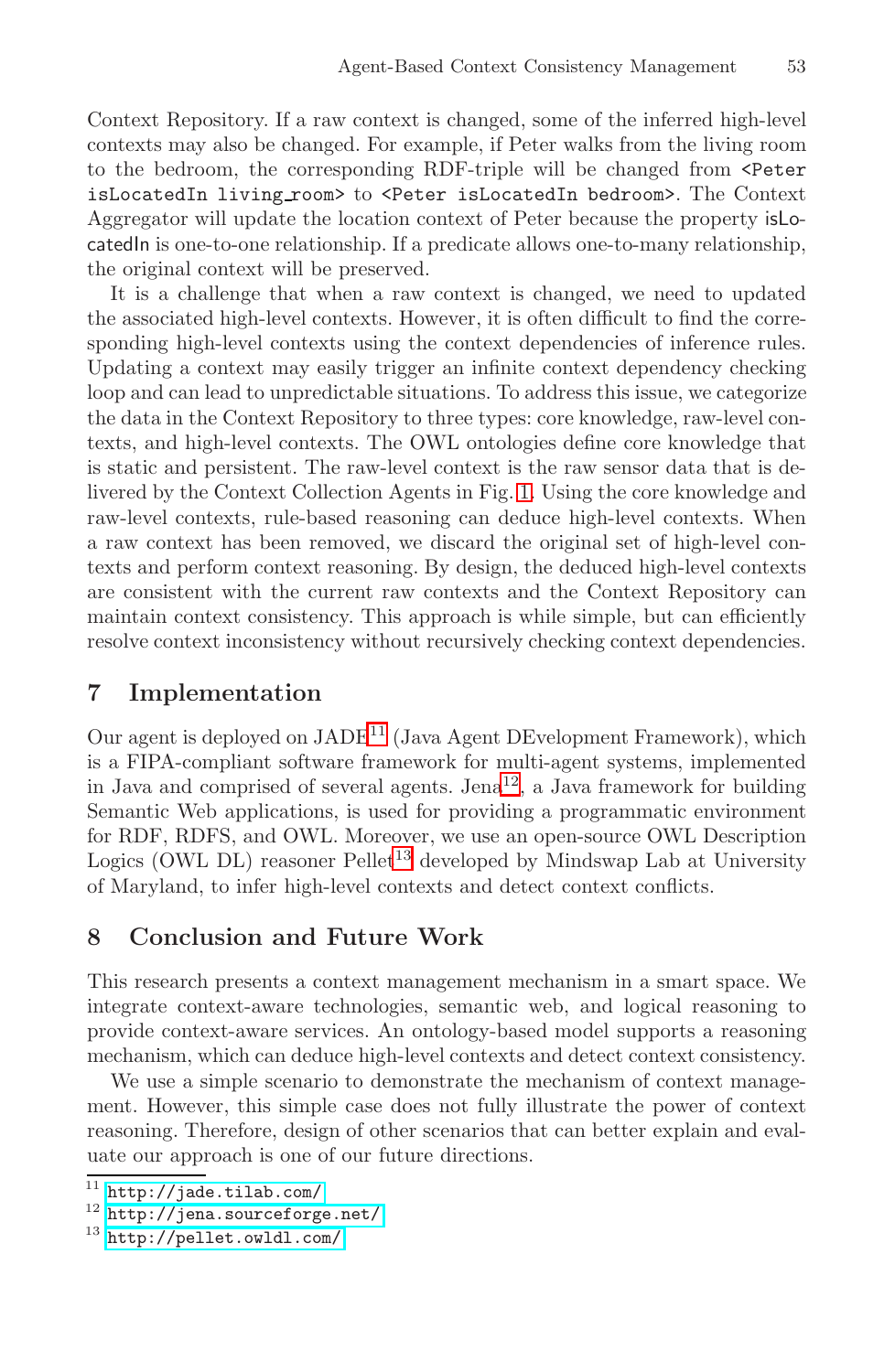Context Repository. If a raw context is changed, some of the inferred high-level contexts may also be changed. For example, if Peter walks from the living room to the bedroom, the corresponding RDF-triple will be changed from `<Peter isLocatedIn living_room>` to `<Peter isLocatedIn bedroom>`. The Context Aggregator will update the location context of Peter because the property isLocatedIn is one-to-one relationship. If a predicate allows one-to-many relationship, the original context will be preserved.

It is a challenge that when a raw context is changed, we need to updated the associated high-level contexts. However, it is often difficult to find the corresponding high-level contexts using the context dependencies of inference rules. Updating a context may easily trigger an infinite context dependency checking loop and can lead to unpredictable situations. To address this issue, we categorize the data in the Context Repository to three types: core knowledge, raw-level contexts, and high-level contexts. The OWL ontologies define core knowledge that is static and persistent. The raw-level context is the raw sensor data that is delivered by the Context Collection Agents in Fig. 1. Using the core knowledge and raw-level contexts, rule-based reasoning can deduce high-level contexts. When a raw context has been removed, we discard the original set of high-level contexts and perform context reasoning. By design, the deduced high-level contexts are consistent with the current raw contexts and the Context Repository can maintain context consistency. This approach is while simple, but can efficiently resolve context inconsistency without recursively checking context dependencies.

## 7 Implementation

Our agent is deployed on JADE[11] (Java Agent DEvelopment Framework), which is a FIPA-compliant software framework for multi-agent systems, implemented in Java and comprised of several agents. Jena[12], a Java framework for building Semantic Web applications, is used for providing a programmatic environment for RDF, RDFS, and OWL. Moreover, we use an open-source OWL Description Logics (OWL DL) reasoner Pellet[13] developed by Mindswap Lab at University of Maryland, to infer high-level contexts and detect context conflicts.

## 8 Conclusion and Future Work

This research presents a context management mechanism in a smart space. We integrate context-aware technologies, semantic web, and logical reasoning to provide context-aware services. An ontology-based model supports a reasoning mechanism, which can deduce high-level contexts and detect context consistency.

We use a simple scenario to demonstrate the mechanism of context management. However, this simple case does not fully illustrate the power of context reasoning. Therefore, design of other scenarios that can better explain and evaluate our approach is one of our future directions.

---

[11] http://jade.tilab.com/

[12] http://jena.sourceforge.net/

[13] http://pellet.owldl.com/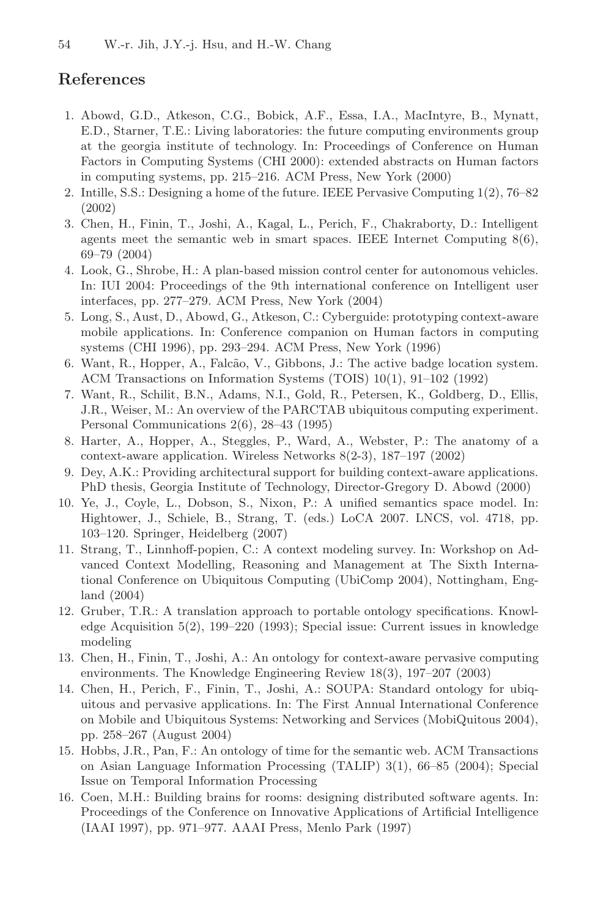## References

1. Abowd, G.D., Atkeson, C.G., Bobick, A.F., Essa, I.A., MacIntyre, B., Mynatt, E.D., Starner, T.E.: Living laboratories: the future computing environments group at the georgia institute of technology. In: Proceedings of Conference on Human Factors in Computing Systems (CHI 2000): extended abstracts on Human factors in computing systems, pp. 215–216. ACM Press, New York (2000)
2. Intille, S.S.: Designing a home of the future. IEEE Pervasive Computing 1(2), 76–82 (2002)
3. Chen, H., Finin, T., Joshi, A., Kagal, L., Perich, F., Chakraborty, D.: Intelligent agents meet the semantic web in smart spaces. IEEE Internet Computing 8(6), 69–79 (2004)
4. Look, G., Shrobe, H.: A plan-based mission control center for autonomous vehicles. In: IUI 2004: Proceedings of the 9th international conference on Intelligent user interfaces, pp. 277–279. ACM Press, New York (2004)
5. Long, S., Aust, D., Abowd, G., Atkeson, C.: Cyberguide: prototyping context-aware mobile applications. In: Conference companion on Human factors in computing systems (CHI 1996), pp. 293–294. ACM Press, New York (1996)
6. Want, R., Hopper, A., Falcão, V., Gibbons, J.: The active badge location system. ACM Transactions on Information Systems (TOIS) 10(1), 91–102 (1992)
7. Want, R., Schilit, B.N., Adams, N.I., Gold, R., Petersen, K., Goldberg, D., Ellis, J.R., Weiser, M.: An overview of the PARCTAB ubiquitous computing experiment. Personal Communications 2(6), 28–43 (1995)
8. Harter, A., Hopper, A., Steggles, P., Ward, A., Webster, P.: The anatomy of a context-aware application. Wireless Networks 8(2-3), 187–197 (2002)
9. Dey, A.K.: Providing architectural support for building context-aware applications. PhD thesis, Georgia Institute of Technology, Director-Gregory D. Abowd (2000)
10. Ye, J., Coyle, L., Dobson, S., Nixon, P.: A unified semantics space model. In: Hightower, J., Schiele, B., Strang, T. (eds.) LoCA 2007. LNCS, vol. 4718, pp. 103–120. Springer, Heidelberg (2007)
11. Strang, T., Linnhoff-popien, C.: A context modeling survey. In: Workshop on Advanced Context Modelling, Reasoning and Management at The Sixth International Conference on Ubiquitous Computing (UbiComp 2004), Nottingham, England (2004)
12. Gruber, T.R.: A translation approach to portable ontology specifications. Knowledge Acquisition 5(2), 199–220 (1993); Special issue: Current issues in knowledge modeling
13. Chen, H., Finin, T., Joshi, A.: An ontology for context-aware pervasive computing environments. The Knowledge Engineering Review 18(3), 197–207 (2003)
14. Chen, H., Perich, F., Finin, T., Joshi, A.: SOUPA: Standard ontology for ubiquitous and pervasive applications. In: The First Annual International Conference on Mobile and Ubiquitous Systems: Networking and Services (MobiQuitous 2004), pp. 258–267 (August 2004)
15. Hobbs, J.R., Pan, F.: An ontology of time for the semantic web. ACM Transactions on Asian Language Information Processing (TALIP) 3(1), 66–85 (2004); Special Issue on Temporal Information Processing
16. Coen, M.H.: Building brains for rooms: designing distributed software agents. In: Proceedings of the Conference on Innovative Applications of Artificial Intelligence (IAAI 1997), pp. 971–977. AAAI Press, Menlo Park (1997)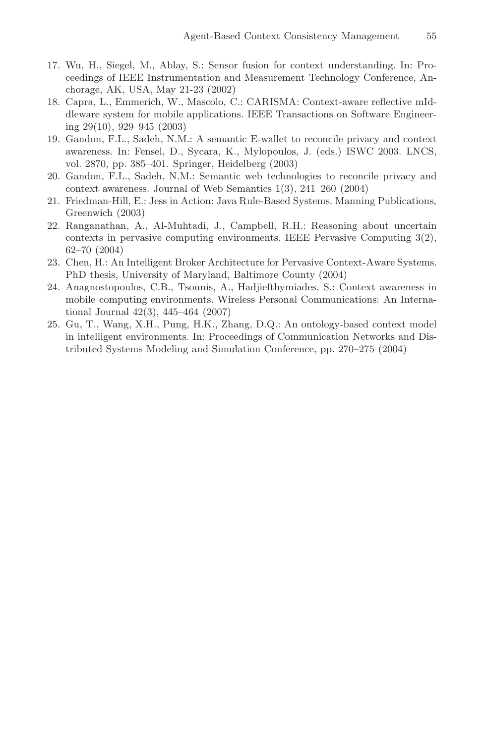17. Wu, H., Siegel, M., Ablay, S.: Sensor fusion for context understanding. In: Proceedings of IEEE Instrumentation and Measurement Technology Conference, Anchorage, AK, USA, May 21-23 (2002)
18. Capra, L., Emmerich, W., Mascolo, C.: CARISMA: Context-aware reflective mIddleware system for mobile applications. IEEE Transactions on Software Engineering 29(10), 929–945 (2003)
19. Gandon, F.L., Sadeh, N.M.: A semantic E-wallet to reconcile privacy and context awareness. In: Fensel, D., Sycara, K., Mylopoulos, J. (eds.) ISWC 2003. LNCS, vol. 2870, pp. 385–401. Springer, Heidelberg (2003)
20. Gandon, F.L., Sadeh, N.M.: Semantic web technologies to reconcile privacy and context awareness. Journal of Web Semantics 1(3), 241–260 (2004)
21. Friedman-Hill, E.: Jess in Action: Java Rule-Based Systems. Manning Publications, Greenwich (2003)
22. Ranganathan, A., Al-Muhtadi, J., Campbell, R.H.: Reasoning about uncertain contexts in pervasive computing environments. IEEE Pervasive Computing 3(2), 62–70 (2004)
23. Chen, H.: An Intelligent Broker Architecture for Pervasive Context-Aware Systems. PhD thesis, University of Maryland, Baltimore County (2004)
24. Anagnostopoulos, C.B., Tsounis, A., Hadjiefthymiades, S.: Context awareness in mobile computing environments. Wireless Personal Communications: An International Journal 42(3), 445–464 (2007)
25. Gu, T., Wang, X.H., Pung, H.K., Zhang, D.Q.: An ontology-based context model in intelligent environments. In: Proceedings of Communication Networks and Distributed Systems Modeling and Simulation Conference, pp. 270–275 (2004)